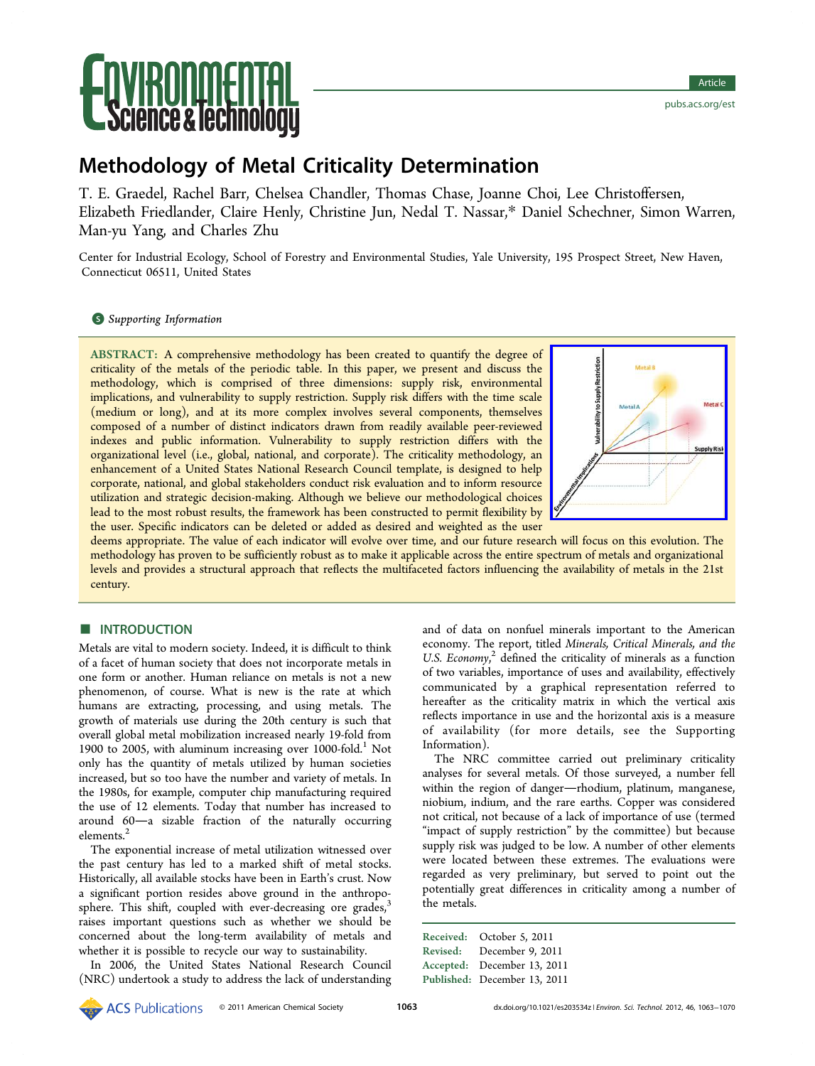# Methodology of Metal Criticality Determination

T. E. Graedel, Rachel Barr, Chelsea Chandler, Thomas Chase, Joanne Choi, Lee Christoffersen, Elizabeth Friedlander, Claire Henly, Christine Jun, Nedal T. Nassar,* Daniel Schechner, Simon Warren, Man-yu Yang, and Charles Zhu

Center for Industrial Ecology, School of Forestry and Environmental Studies, Yale University, 195 Prospect Street, New Haven, Connecticut 06511, United States

*Supporting Information*

**ABSTRACT:** A comprehensive methodology has been created to quantify the degree of criticality of the metals of the periodic table. In this paper, we present and discuss the methodology, which is comprised of three dimensions: supply risk, environmental implications, and vulnerability to supply restriction. Supply risk differs with the time scale (medium or long), and at its more complex involves several components, themselves composed of a number of distinct indicators drawn from readily available peer-reviewed indexes and public information. Vulnerability to supply restriction differs with the organizational level (i.e., global, national, and corporate). The criticality methodology, an enhancement of a United States National Research Council template, is designed to help corporate, national, and global stakeholders conduct risk evaluation and to inform resource utilization and strategic decision-making. Although we believe our methodological choices lead to the most robust results, the framework has been constructed to permit flexibility by the user. Specific indicators can be deleted or added as desired and weighted as the user deems appropriate. The value of each indicator will evolve over time, and our future research will focus on this evolution. The methodology has proven to be sufficiently robust as to make it applicable across the entire spectrum of metals and organizational levels and provides a structural approach that reflects the multifaceted factors influencing the availability of metals in the 21st century.

## INTRODUCTION

Metals are vital to modern society. Indeed, it is difficult to think of a facet of human society that does not incorporate metals in one form or another. Human reliance on metals is not a new phenomenon, of course. What is new is the rate at which humans are extracting, processing, and using metals. The growth of materials use during the 20th century is such that overall global metal mobilization increased nearly 19-fold from 1900 to 2005, with aluminum increasing over 1000-fold.[1] Not only has the quantity of metals utilized by human societies increased, but so too have the number and variety of metals. In the 1980s, for example, computer chip manufacturing required the use of 12 elements. Today that number has increased to around 60—a sizable fraction of the naturally occurring elements.[2]

The exponential increase of metal utilization witnessed over the past century has led to a marked shift of metal stocks. Historically, all available stocks have been in Earth's crust. Now a significant portion resides above ground in the anthroposphere. This shift, coupled with ever-decreasing ore grades,[3] raises important questions such as whether we should be concerned about the long-term availability of metals and whether it is possible to recycle our way to sustainability.

In 2006, the United States National Research Council (NRC) undertook a study to address the lack of understanding and of data on nonfuel minerals important to the American economy. The report, titled *Minerals, Critical Minerals, and the U.S. Economy*,[2] defined the criticality of minerals as a function of two variables, importance of uses and availability, effectively communicated by a graphical representation referred to hereafter as the criticality matrix in which the vertical axis reflects importance in use and the horizontal axis is a measure of availability (for more details, see the Supporting Information).

The NRC committee carried out preliminary criticality analyses for several metals. Of those surveyed, a number fell within the region of danger—rhodium, platinum, manganese, niobium, indium, and the rare earths. Copper was considered not critical, not because of a lack of importance of use (termed "impact of supply restriction" by the committee) but because supply risk was judged to be low. A number of other elements were located between these extremes. The evaluations were regarded as very preliminary, but served to point out the potentially great differences in criticality among a number of the metals.

Received: October 5, 2011
Revised: December 9, 2011
Accepted: December 13, 2011
Published: December 13, 2011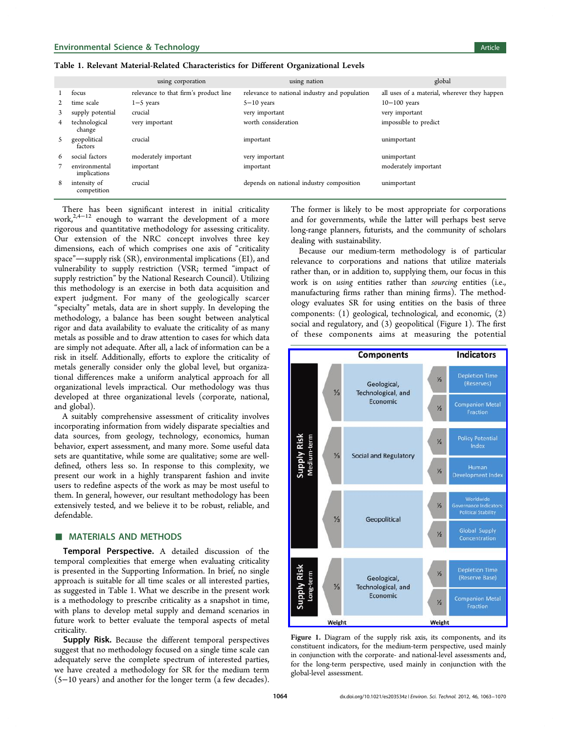Table 1. Relevant Material-Related Characteristics for Different Organizational Levels

| | | using corporation | using nation | global |
|---|---|---|---|---|
| 1 | focus | relevance to that firm's product line | relevance to national industry and population | all uses of a material, wherever they happen |
| 2 | time scale | 1−5 years | 5−10 years | 10−100 years |
| 3 | supply potential | crucial | very important | very important |
| 4 | technological change | very important | worth consideration | impossible to predict |
| 5 | geopolitical factors | crucial | important | unimportant |
| 6 | social factors | moderately important | very important | unimportant |
| 7 | environmental implications | important | important | moderately important |
| 8 | intensity of competition | crucial | depends on national industry composition | unimportant |

There has been significant interest in initial criticality work,[2,4−12] enough to warrant the development of a more rigorous and quantitative methodology for assessing criticality. Our extension of the NRC concept involves three key dimensions, each of which comprises one axis of "criticality space"—supply risk (SR), environmental implications (EI), and vulnerability to supply restriction (VSR; termed "impact of supply restriction" by the National Research Council). Utilizing this methodology is an exercise in both data acquisition and expert judgment. For many of the geologically scarcer "specialty" metals, data are in short supply. In developing the methodology, a balance has been sought between analytical rigor and data availability to evaluate the criticality of as many metals as possible and to draw attention to cases for which data are simply not adequate. After all, a lack of information can be a risk in itself. Additionally, efforts to explore the criticality of metals generally consider only the global level, but organizational differences make a uniform analytical approach for all organizational levels impractical. Our methodology was thus developed at three organizational levels (corporate, national, and global).

A suitably comprehensive assessment of criticality involves incorporating information from widely disparate specialties and data sources, from geology, technology, economics, human behavior, expert assessment, and many more. Some useful data sets are quantitative, while some are qualitative; some are well-defined, others less so. In response to this complexity, we present our work in a highly transparent fashion and invite users to redefine aspects of the work as may be most useful to them. In general, however, our resultant methodology has been extensively tested, and we believe it to be robust, reliable, and defendable.

## ■ MATERIALS AND METHODS

**Temporal Perspective.** A detailed discussion of the temporal complexities that emerge when evaluating criticality is presented in the Supporting Information. In brief, no single approach is suitable for all time scales or all interested parties, as suggested in Table 1. What we describe in the present work is a methodology to prescribe criticality as a snapshot in time, with plans to develop metal supply and demand scenarios in future work to better evaluate the temporal aspects of metal criticality.

**Supply Risk.** Because the different temporal perspectives suggest that no methodology focused on a single time scale can adequately serve the complete spectrum of interested parties, we have created a methodology for SR for the medium term (5−10 years) and another for the longer term (a few decades). The former is likely to be most appropriate for corporations and for governments, while the latter will perhaps best serve long-range planners, futurists, and the community of scholars dealing with sustainability.

Because our medium-term methodology is of particular relevance to corporations and nations that utilize materials rather than, or in addition to, supplying them, our focus in this work is on *using* entities rather than *sourcing* entities (i.e., manufacturing firms rather than mining firms). The methodology evaluates SR for using entities on the basis of three components: (1) geological, technological, and economic, (2) social and regulatory, and (3) geopolitical (Figure 1). The first of these components aims at measuring the potential

Figure 1. Diagram of the supply risk axis, its components, and its constituent indicators, for the medium-term perspective, used mainly in conjunction with the corporate- and national-level assessments and, for the long-term perspective, used mainly in conjunction with the global-level assessment.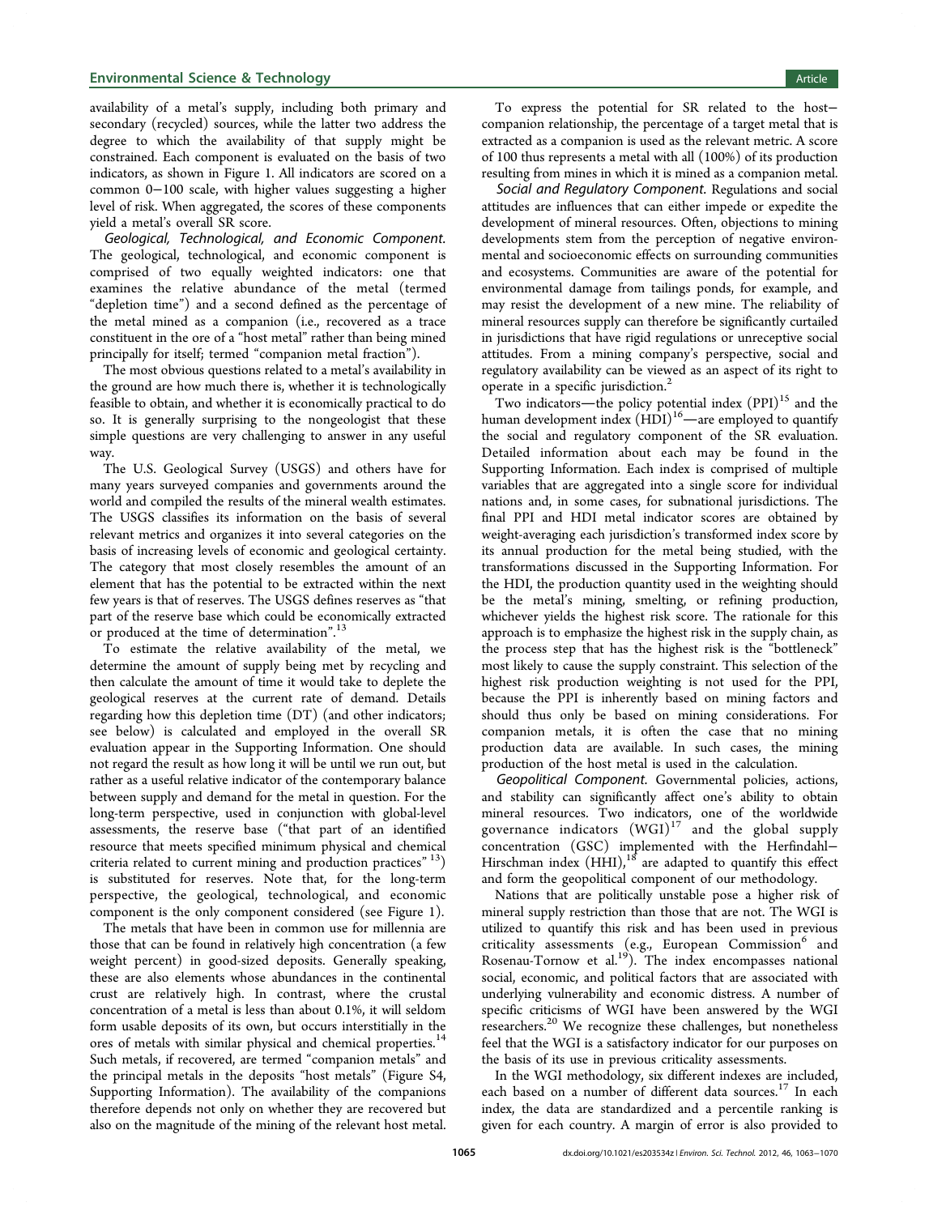availability of a metal's supply, including both primary and secondary (recycled) sources, while the latter two address the degree to which the availability of that supply might be constrained. Each component is evaluated on the basis of two indicators, as shown in Figure 1. All indicators are scored on a common 0−100 scale, with higher values suggesting a higher level of risk. When aggregated, the scores of these components yield a metal's overall SR score.

*Geological, Technological, and Economic Component.* The geological, technological, and economic component is comprised of two equally weighted indicators: one that examines the relative abundance of the metal (termed "depletion time") and a second defined as the percentage of the metal mined as a companion (i.e., recovered as a trace constituent in the ore of a "host metal" rather than being mined principally for itself; termed "companion metal fraction").

The most obvious questions related to a metal's availability in the ground are how much there is, whether it is technologically feasible to obtain, and whether it is economically practical to do so. It is generally surprising to the nongeologist that these simple questions are very challenging to answer in any useful way.

The U.S. Geological Survey (USGS) and others have for many years surveyed companies and governments around the world and compiled the results of the mineral wealth estimates. The USGS classifies its information on the basis of several relevant metrics and organizes it into several categories on the basis of increasing levels of economic and geological certainty. The category that most closely resembles the amount of an element that has the potential to be extracted within the next few years is that of reserves. The USGS defines reserves as "that part of the reserve base which could be economically extracted or produced at the time of determination".[13]

To estimate the relative availability of the metal, we determine the amount of supply being met by recycling and then calculate the amount of time it would take to deplete the geological reserves at the current rate of demand. Details regarding how this depletion time (DT) (and other indicators; see below) is calculated and employed in the overall SR evaluation appear in the Supporting Information. One should not regard the result as how long it will be until we run out, but rather as a useful relative indicator of the contemporary balance between supply and demand for the metal in question. For the long-term perspective, used in conjunction with global-level assessments, the reserve base ("that part of an identified resource that meets specified minimum physical and chemical criteria related to current mining and production practices"[13]) is substituted for reserves. Note that, for the long-term perspective, the geological, technological, and economic component is the only component considered (see Figure 1).

The metals that have been in common use for millennia are those that can be found in relatively high concentration (a few weight percent) in good-sized deposits. Generally speaking, these are also elements whose abundances in the continental crust are relatively high. In contrast, where the crustal concentration of a metal is less than about 0.1%, it will seldom form usable deposits of its own, but occurs interstitially in the ores of metals with similar physical and chemical properties.[14] Such metals, if recovered, are termed "companion metals" and the principal metals in the deposits "host metals" (Figure S4, Supporting Information). The availability of the companions therefore depends not only on whether they are recovered but also on the magnitude of the mining of the relevant host metal.

To express the potential for SR related to the host−companion relationship, the percentage of a target metal that is extracted as a companion is used as the relevant metric. A score of 100 thus represents a metal with all (100%) of its production resulting from mines in which it is mined as a companion metal.

*Social and Regulatory Component.* Regulations and social attitudes are influences that can either impede or expedite the development of mineral resources. Often, objections to mining developments stem from the perception of negative environmental and socioeconomic effects on surrounding communities and ecosystems. Communities are aware of the potential for environmental damage from tailings ponds, for example, and may resist the development of a new mine. The reliability of mineral resources supply can therefore be significantly curtailed in jurisdictions that have rigid regulations or unreceptive social attitudes. From a mining company's perspective, social and regulatory availability can be viewed as an aspect of its right to operate in a specific jurisdiction.[2]

Two indicators—the policy potential index (PPI)[15] and the human development index (HDI)[16]—are employed to quantify the social and regulatory component of the SR evaluation. Detailed information about each may be found in the Supporting Information. Each index is comprised of multiple variables that are aggregated into a single score for individual nations and, in some cases, for subnational jurisdictions. The final PPI and HDI metal indicator scores are obtained by weight-averaging each jurisdiction's transformed index score by its annual production for the metal being studied, with the transformations discussed in the Supporting Information. For the HDI, the production quantity used in the weighting should be the metal's mining, smelting, or refining production, whichever yields the highest risk score. The rationale for this approach is to emphasize the highest risk in the supply chain, as the process step that has the highest risk is the "bottleneck" most likely to cause the supply constraint. This selection of the highest risk production weighting is not used for the PPI, because the PPI is inherently based on mining factors and should thus only be based on mining considerations. For companion metals, it is often the case that no mining production data are available. In such cases, the mining production of the host metal is used in the calculation.

*Geopolitical Component.* Governmental policies, actions, and stability can significantly affect one's ability to obtain mineral resources. Two indicators, one of the worldwide governance indicators (WGI)[17] and the global supply concentration (GSC) implemented with the Herfindahl−Hirschman index (HHI),[18] are adapted to quantify this effect and form the geopolitical component of our methodology.

Nations that are politically unstable pose a higher risk of mineral supply restriction than those that are not. The WGI is utilized to quantify this risk and has been used in previous criticality assessments (e.g., European Commission[6] and Rosenau-Tornow et al.[19]). The index encompasses national social, economic, and political factors that are associated with underlying vulnerability and economic distress. A number of specific criticisms of WGI have been answered by the WGI researchers.[20] We recognize these challenges, but nonetheless feel that the WGI is a satisfactory indicator for our purposes on the basis of its use in previous criticality assessments.

In the WGI methodology, six different indexes are included, each based on a number of different data sources.[17] In each index, the data are standardized and a percentile ranking is given for each country. A margin of error is also provided to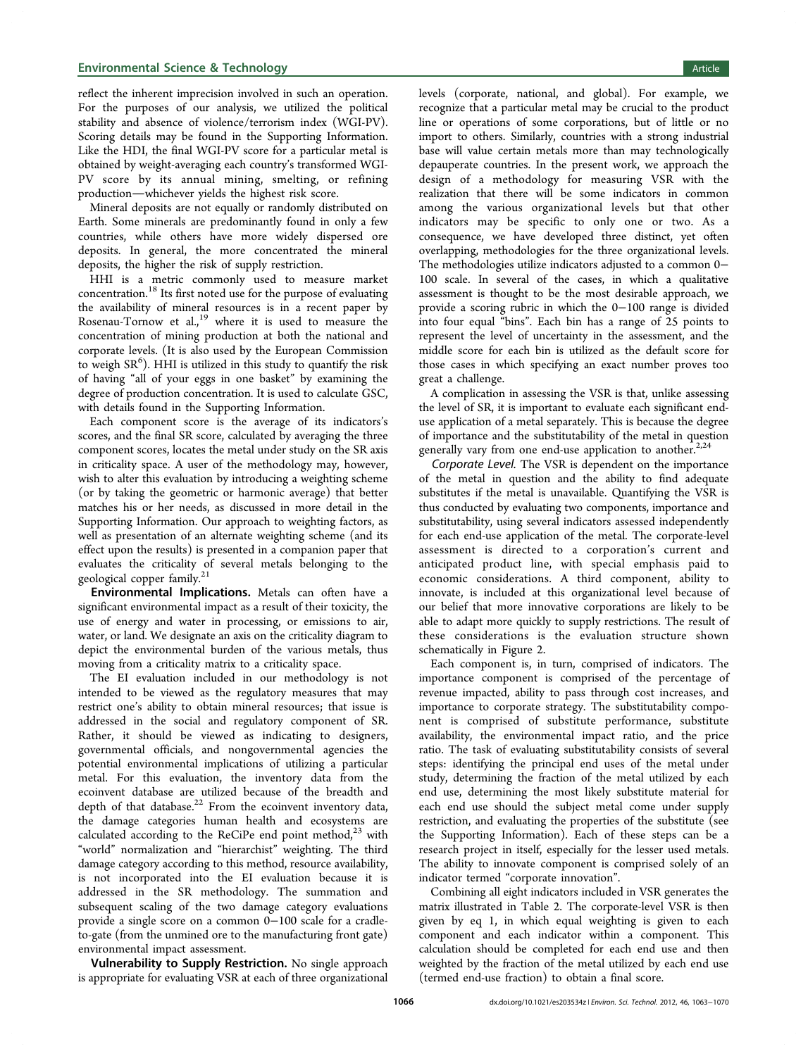reflect the inherent imprecision involved in such an operation. For the purposes of our analysis, we utilized the political stability and absence of violence/terrorism index (WGI-PV). Scoring details may be found in the Supporting Information. Like the HDI, the final WGI-PV score for a particular metal is obtained by weight-averaging each country's transformed WGI-PV score by its annual mining, smelting, or refining production—whichever yields the highest risk score.

Mineral deposits are not equally or randomly distributed on Earth. Some minerals are predominantly found in only a few countries, while others have more widely dispersed ore deposits. In general, the more concentrated the mineral deposits, the higher the risk of supply restriction.

HHI is a metric commonly used to measure market concentration.[18] Its first noted use for the purpose of evaluating the availability of mineral resources is in a recent paper by Rosenau-Tornow et al.,[19] where it is used to measure the concentration of mining production at both the national and corporate levels. (It is also used by the European Commission to weigh SR[6]). HHI is utilized in this study to quantify the risk of having "all of your eggs in one basket" by examining the degree of production concentration. It is used to calculate GSC, with details found in the Supporting Information.

Each component score is the average of its indicators's scores, and the final SR score, calculated by averaging the three component scores, locates the metal under study on the SR axis in criticality space. A user of the methodology may, however, wish to alter this evaluation by introducing a weighting scheme (or by taking the geometric or harmonic average) that better matches his or her needs, as discussed in more detail in the Supporting Information. Our approach to weighting factors, as well as presentation of an alternate weighting scheme (and its effect upon the results) is presented in a companion paper that evaluates the criticality of several metals belonging to the geological copper family.[21]

**Environmental Implications.** Metals can often have a significant environmental impact as a result of their toxicity, the use of energy and water in processing, or emissions to air, water, or land. We designate an axis on the criticality diagram to depict the environmental burden of the various metals, thus moving from a criticality matrix to a criticality space.

The EI evaluation included in our methodology is not intended to be viewed as the regulatory measures that may restrict one's ability to obtain mineral resources; that issue is addressed in the social and regulatory component of SR. Rather, it should be viewed as indicating to designers, governmental officials, and nongovernmental agencies the potential environmental implications of utilizing a particular metal. For this evaluation, the inventory data from the ecoinvent database are utilized because of the breadth and depth of that database.[22] From the ecoinvent inventory data, the damage categories human health and ecosystems are calculated according to the ReCiPe end point method,[23] with "world" normalization and "hierarchist" weighting. The third damage category according to this method, resource availability, is not incorporated into the EI evaluation because it is addressed in the SR methodology. The summation and subsequent scaling of the two damage category evaluations provide a single score on a common 0−100 scale for a cradle-to-gate (from the unmined ore to the manufacturing front gate) environmental impact assessment.

**Vulnerability to Supply Restriction.** No single approach is appropriate for evaluating VSR at each of three organizational levels (corporate, national, and global). For example, we recognize that a particular metal may be crucial to the product line or operations of some corporations, but of little or no import to others. Similarly, countries with a strong industrial base will value certain metals more than may technologically depauperate countries. In the present work, we approach the design of a methodology for measuring VSR with the realization that there will be some indicators in common among the various organizational levels but that other indicators may be specific to only one or two. As a consequence, we have developed three distinct, yet often overlapping, methodologies for the three organizational levels. The methodologies utilize indicators adjusted to a common 0−100 scale. In several of the cases, in which a qualitative assessment is thought to be the most desirable approach, we provide a scoring rubric in which the 0−100 range is divided into four equal "bins". Each bin has a range of 25 points to represent the level of uncertainty in the assessment, and the middle score for each bin is utilized as the default score for those cases in which specifying an exact number proves too great a challenge.

A complication in assessing the VSR is that, unlike assessing the level of SR, it is important to evaluate each significant end-use application of a metal separately. This is because the degree of importance and the substitutability of the metal in question generally vary from one end-use application to another.[2,24]

*Corporate Level.* The VSR is dependent on the importance of the metal in question and the ability to find adequate substitutes if the metal is unavailable. Quantifying the VSR is thus conducted by evaluating two components, importance and substitutability, using several indicators assessed independently for each end-use application of the metal. The corporate-level assessment is directed to a corporation's current and anticipated product line, with special emphasis paid to economic considerations. A third component, ability to innovate, is included at this organizational level because of our belief that more innovative corporations are likely to be able to adapt more quickly to supply restrictions. The result of these considerations is the evaluation structure shown schematically in Figure 2.

Each component is, in turn, comprised of indicators. The importance component is comprised of the percentage of revenue impacted, ability to pass through cost increases, and importance to corporate strategy. The substitutability component is comprised of substitute performance, substitute availability, the environmental impact ratio, and the price ratio. The task of evaluating substitutability consists of several steps: identifying the principal end uses of the metal under study, determining the fraction of the metal utilized by each end use, determining the most likely substitute material for each end use should the subject metal come under supply restriction, and evaluating the properties of the substitute (see the Supporting Information). Each of these steps can be a research project in itself, especially for the lesser used metals. The ability to innovate component is comprised solely of an indicator termed "corporate innovation".

Combining all eight indicators included in VSR generates the matrix illustrated in Table 2. The corporate-level VSR is then given by eq 1, in which equal weighting is given to each component and each indicator within a component. This calculation should be completed for each end use and then weighted by the fraction of the metal utilized by each end use (termed end-use fraction) to obtain a final score.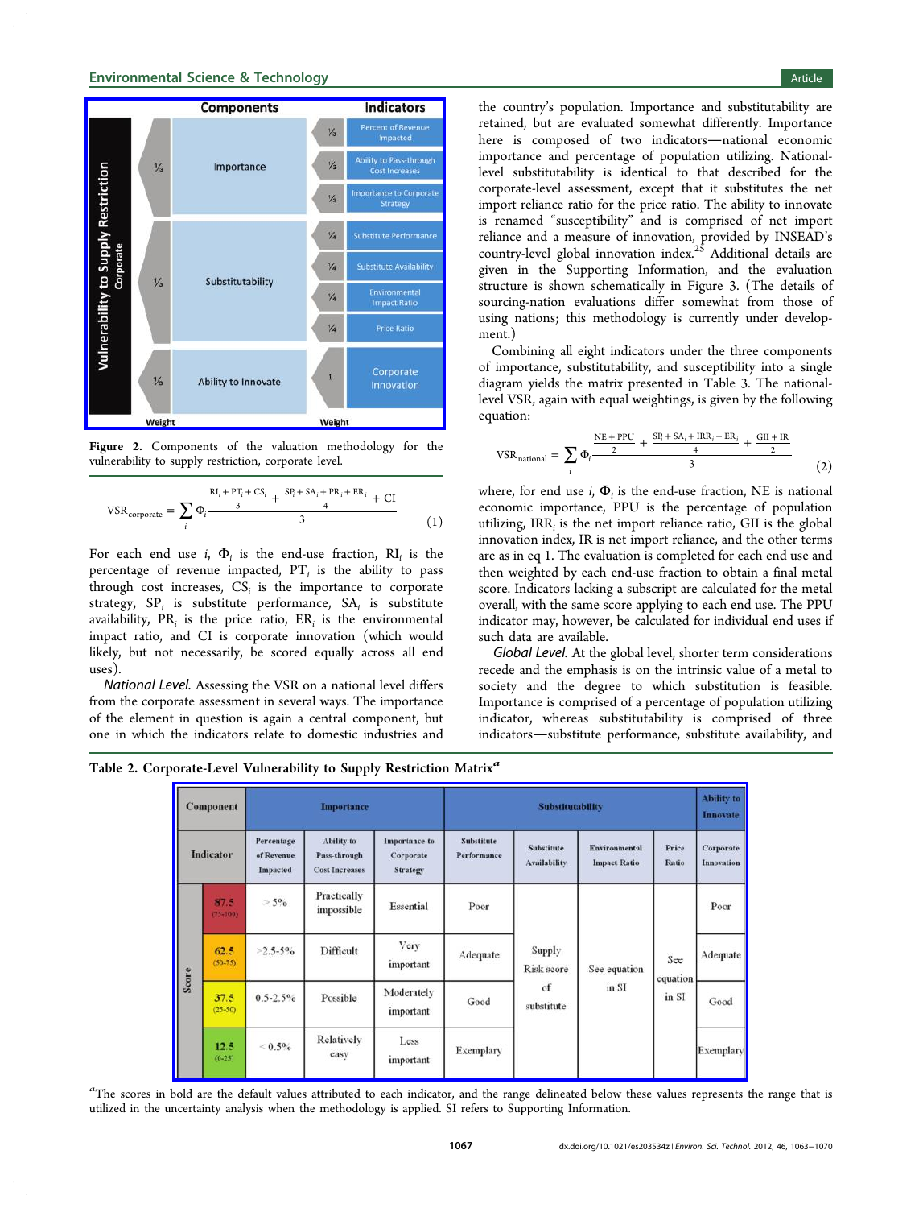Figure 2. Components of the valuation methodology for the vulnerability to supply restriction, corporate level.

$$\mathrm{VSR}_{\mathrm{corporate}} = \sum_i \Phi_i \frac{\frac{\mathrm{RI}_i + \mathrm{PT}_i + \mathrm{CS}_i}{3} + \frac{\mathrm{SP}_i + \mathrm{SA}_i + \mathrm{PR}_i + \mathrm{ER}_i}{4} + \mathrm{CI}}{3} \quad (1)$$

For each end use $i$, $\Phi_i$ is the end-use fraction, $\mathrm{RI}_i$ is the percentage of revenue impacted, $\mathrm{PT}_i$ is the ability to pass through cost increases, $\mathrm{CS}_i$ is the importance to corporate strategy, $\mathrm{SP}_i$ is substitute performance, $\mathrm{SA}_i$ is substitute availability, $\mathrm{PR}_i$ is the price ratio, $\mathrm{ER}_i$ is the environmental impact ratio, and CI is corporate innovation (which would likely, but not necessarily, be scored equally across all end uses).

*National Level.* Assessing the VSR on a national level differs from the corporate assessment in several ways. The importance of the element in question is again a central component, but one in which the indicators relate to domestic industries and the country's population. Importance and substitutability are retained, but are evaluated somewhat differently. Importance here is composed of two indicators—national economic importance and percentage of population utilizing. National-level substitutability is identical to that described for the corporate-level assessment, except that it substitutes the net import reliance ratio for the price ratio. The ability to innovate is renamed "susceptibility" and is comprised of net import reliance and a measure of innovation, provided by INSEAD's country-level global innovation index.[25] Additional details are given in the Supporting Information, and the evaluation structure is shown schematically in Figure 3. (The details of sourcing-nation evaluations differ somewhat from those of using nations; this methodology is currently under development.)

Combining all eight indicators under the three components of importance, substitutability, and susceptibility into a single diagram yields the matrix presented in Table 3. The national-level VSR, again with equal weightings, is given by the following equation:

$$\mathrm{VSR}_{\mathrm{national}} = \sum_i \Phi_i \frac{\frac{\mathrm{NE} + \mathrm{PPU}}{2} + \frac{\mathrm{SP}_i + \mathrm{SA}_i + \mathrm{IRR}_i + \mathrm{ER}_i}{4} + \frac{\mathrm{GII} + \mathrm{IR}}{2}}{3} \quad (2)$$

where, for end use $i$, $\Phi_i$ is the end-use fraction, NE is national economic importance, PPU is the percentage of population utilizing, $\mathrm{IRR}_i$ is the net import reliance ratio, GII is the global innovation index, IR is net import reliance, and the other terms are as in eq 1. The evaluation is completed for each end use and then weighted by each end-use fraction to obtain a final metal score. Indicators lacking a subscript are calculated for the metal overall, with the same score applying to each end use. The PPU indicator may, however, be calculated for individual end uses if such data are available.

*Global Level.* At the global level, shorter term considerations recede and the emphasis is on the intrinsic value of a metal to society and the degree to which substitution is feasible. Importance is comprised of a percentage of population utilizing indicator, whereas substitutability is comprised of three indicators—substitute performance, substitute availability, and

Table 2. Corporate-Level Vulnerability to Supply Restriction Matrix[a]

| Component | | Importance | | | Substitutability | | | | Ability to Innovate |
|---|---|---|---|---|---|---|---|---|---|
| Indicator | | Percentage of Revenue Impacted | Ability to Pass-through Cost Increases | Importance to Corporate Strategy | Substitute Performance | Substitute Availability | Environmental Impact Ratio | Price Ratio | Corporate Innovation |
| Score | **87.5** (75-100) | > 5% | Practically impossible | Essential | Poor | Supply Risk score of substitute | See equation in SI | See equation in SI | Poor |
| | **62.5** (50-75) | >2.5-5% | Difficult | Very important | Adequate | | | | Adequate |
| | **37.5** (25-50) | 0.5-2.5% | Possible | Moderately important | Good | | | | Good |
| | **12.5** (0-25) | < 0.5% | Relatively easy | Less important | Exemplary | | | | Exemplary |

[a]The scores in bold are the default values attributed to each indicator, and the range delineated below these values represents the range that is utilized in the uncertainty analysis when the methodology is applied. SI refers to Supporting Information.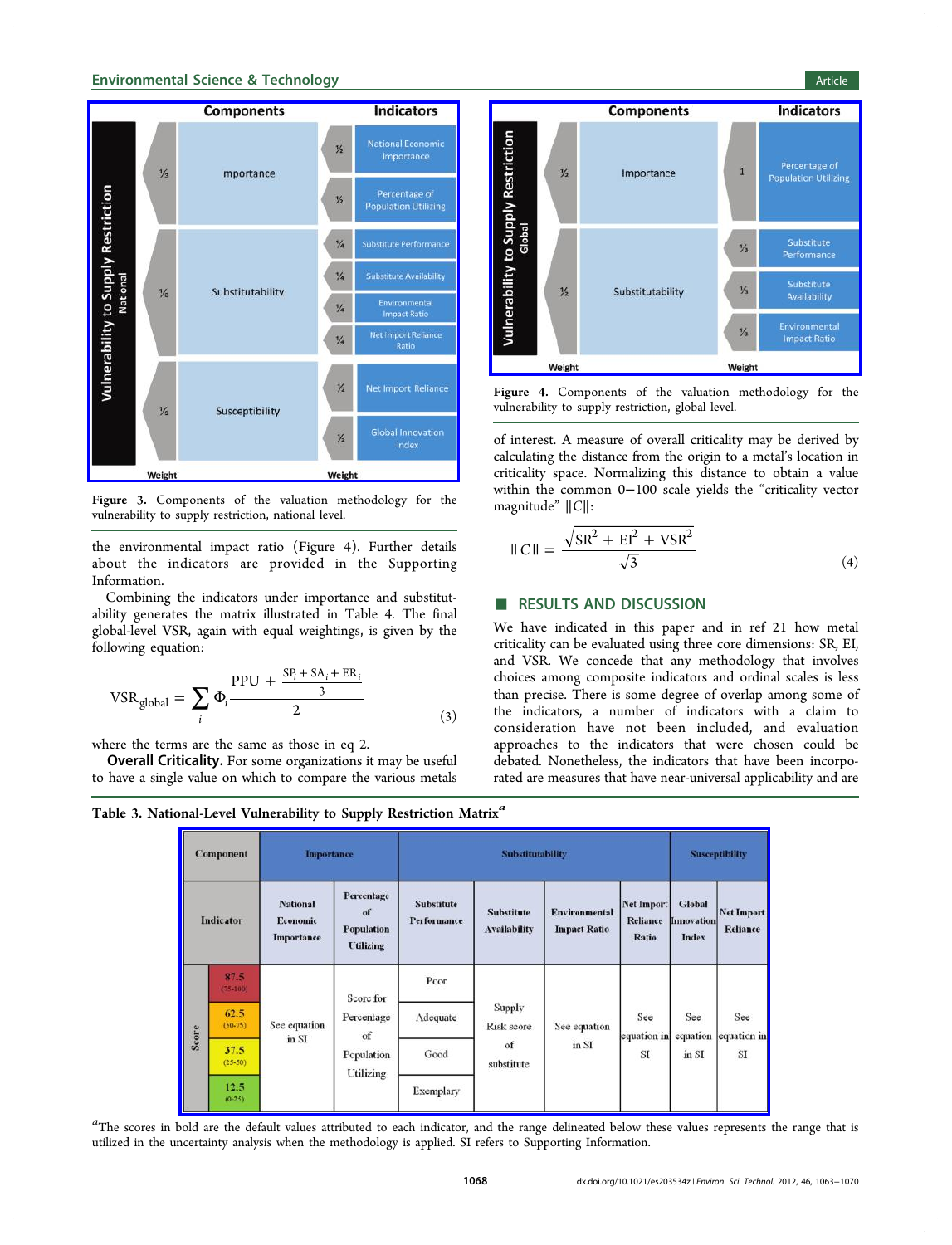Figure 3. Components of the valuation methodology for the vulnerability to supply restriction, national level.

| Components | | Indicators | |
|---|---|---|---|
| Weight | Component | Weight | Indicator |
| ⅓ | Importance | ½ | National Economic Importance |
| | | ½ | Percentage of Population Utilizing |
| ⅓ | Substitutability | ¼ | Substitute Performance |
| | | ¼ | Substitute Availability |
| | | ¼ | Environmental Impact Ratio |
| | | ¼ | Net Import Reliance Ratio |
| ⅓ | Susceptibility | ½ | Net Import Reliance |
| | | ½ | Global Innovation Index |

Figure 4. Components of the valuation methodology for the vulnerability to supply restriction, global level.

| Components | | Indicators | |
|---|---|---|---|
| Weight | Component | Weight | Indicator |
| ½ | Importance | 1 | Percentage of Population Utilizing |
| ½ | Substitutability | ⅓ | Substitute Performance |
| | | ⅓ | Substitute Availability |
| | | ⅓ | Environmental Impact Ratio |

the environmental impact ratio (Figure 4). Further details about the indicators are provided in the Supporting Information.

Combining the indicators under importance and substitutability generates the matrix illustrated in Table 4. The final global-level VSR, again with equal weightings, is given by the following equation:

$$\mathrm{VSR}_{\mathrm{global}} = \sum_i \Phi_i \frac{\mathrm{PPU} + \frac{\mathrm{SP}_i + \mathrm{SA}_i + \mathrm{ER}_i}{3}}{2} \tag{3}$$

where the terms are the same as those in eq 2.

**Overall Criticality.** For some organizations it may be useful to have a single value on which to compare the various metals of interest. A measure of overall criticality may be derived by calculating the distance from the origin to a metal's location in criticality space. Normalizing this distance to obtain a value within the common 0−100 scale yields the "criticality vector magnitude" $\|C\|$:

$$\|C\| = \frac{\sqrt{\mathrm{SR}^2 + \mathrm{EI}^2 + \mathrm{VSR}^2}}{\sqrt{3}} \tag{4}$$

## RESULTS AND DISCUSSION

We have indicated in this paper and in ref 21 how metal criticality can be evaluated using three core dimensions: SR, EI, and VSR. We concede that any methodology that involves choices among composite indicators and ordinal scales is less than precise. There is some degree of overlap among some of the indicators, a number of indicators with a claim to consideration have not been included, and evaluation approaches to the indicators that were chosen could be debated. Nonetheless, the indicators that have been incorporated are measures that have near-universal applicability and are

Table 3. National-Level Vulnerability to Supply Restriction Matrix[a]

| Component | | Importance | | Substitutability | | | | Susceptibility | |
|---|---|---|---|---|---|---|---|---|---|
| Indicator | | National Economic Importance | Percentage of Population Utilizing | Substitute Performance | Substitute Availability | Environmental Impact Ratio | Net Import Reliance Ratio | Global Innovation Index | Net Import Reliance |
| Score | **87.5** (75-100) | See equation in SI | Score for Percentage of Population Utilizing | Poor | Supply Risk score of substitute | See equation in SI | See equation in SI | See equation in SI | See equation in SI |
| | **62.5** (50-75) | | | Adequate | | | | | |
| | **37.5** (25-50) | | | Good | | | | | |
| | **12.5** (0-25) | | | Exemplary | | | | | |

[a]The scores in bold are the default values attributed to each indicator, and the range delineated below these values represents the range that is utilized in the uncertainty analysis when the methodology is applied. SI refers to Supporting Information.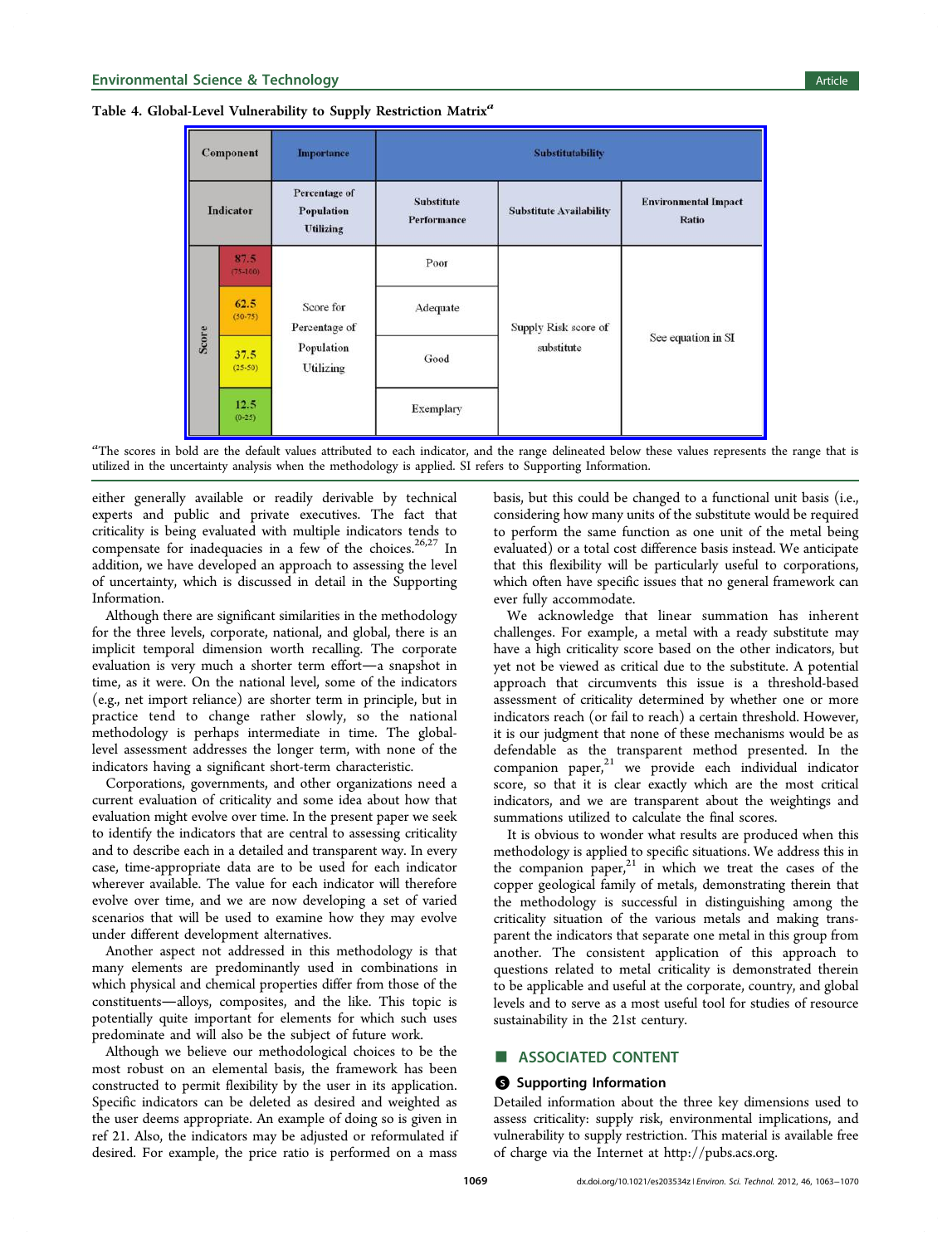**Table 4. Global-Level Vulnerability to Supply Restriction Matrix[a]**

| Component | | Importance | Substitutability | | |
|---|---|---|---|---|---|
| Indicator | | Percentage of Population Utilizing | Substitute Performance | Substitute Availability | Environmental Impact Ratio |
| Score | **87.5** (75-100) | Score for Percentage of Population Utilizing | Poor | Supply Risk score of substitute | See equation in SI |
| | **62.5** (50-75) | | Adequate | | |
| | **37.5** (25-50) | | Good | | |
| | **12.5** (0-25) | | Exemplary | | |

[a]The scores in bold are the default values attributed to each indicator, and the range delineated below these values represents the range that is utilized in the uncertainty analysis when the methodology is applied. SI refers to Supporting Information.

either generally available or readily derivable by technical experts and public and private executives. The fact that criticality is being evaluated with multiple indicators tends to compensate for inadequacies in a few of the choices.[26,27] In addition, we have developed an approach to assessing the level of uncertainty, which is discussed in detail in the Supporting Information.

Although there are significant similarities in the methodology for the three levels, corporate, national, and global, there is an implicit temporal dimension worth recalling. The corporate evaluation is very much a shorter term effort—a snapshot in time, as it were. On the national level, some of the indicators (e.g., net import reliance) are shorter term in principle, but in practice tend to change rather slowly, so the national methodology is perhaps intermediate in time. The global-level assessment addresses the longer term, with none of the indicators having a significant short-term characteristic.

Corporations, governments, and other organizations need a current evaluation of criticality and some idea about how that evaluation might evolve over time. In the present paper we seek to identify the indicators that are central to assessing criticality and to describe each in a detailed and transparent way. In every case, time-appropriate data are to be used for each indicator wherever available. The value for each indicator will therefore evolve over time, and we are now developing a set of varied scenarios that will be used to examine how they may evolve under different development alternatives.

Another aspect not addressed in this methodology is that many elements are predominantly used in combinations in which physical and chemical properties differ from those of the constituents—alloys, composites, and the like. This topic is potentially quite important for elements for which such uses predominate and will also be the subject of future work.

Although we believe our methodological choices to be the most robust on an elemental basis, the framework has been constructed to permit flexibility by the user in its application. Specific indicators can be deleted as desired and weighted as the user deems appropriate. An example of doing so is given in ref 21. Also, the indicators may be adjusted or reformulated if desired. For example, the price ratio is performed on a mass basis, but this could be changed to a functional unit basis (i.e., considering how many units of the substitute would be required to perform the same function as one unit of the metal being evaluated) or a total cost difference basis instead. We anticipate that this flexibility will be particularly useful to corporations, which often have specific issues that no general framework can ever fully accommodate.

We acknowledge that linear summation has inherent challenges. For example, a metal with a ready substitute may have a high criticality score based on the other indicators, but yet not be viewed as critical due to the substitute. A potential approach that circumvents this issue is a threshold-based assessment of criticality determined by whether one or more indicators reach (or fail to reach) a certain threshold. However, it is our judgment that none of these mechanisms would be as defendable as the transparent method presented. In the companion paper,[21] we provide each individual indicator score, so that it is clear exactly which are the most critical indicators, and we are transparent about the weightings and summations utilized to calculate the final scores.

It is obvious to wonder what results are produced when this methodology is applied to specific situations. We address this in the companion paper,[21] in which we treat the cases of the copper geological family of metals, demonstrating therein that the methodology is successful in distinguishing among the criticality situation of the various metals and making transparent the indicators that separate one metal in this group from another. The consistent application of this approach to questions related to metal criticality is demonstrated therein to be applicable and useful at the corporate, country, and global levels and to serve as a most useful tool for studies of resource sustainability in the 21st century.

## ■ ASSOCIATED CONTENT

### Supporting Information

Detailed information about the three key dimensions used to assess criticality: supply risk, environmental implications, and vulnerability to supply restriction. This material is available free of charge via the Internet at http://pubs.acs.org.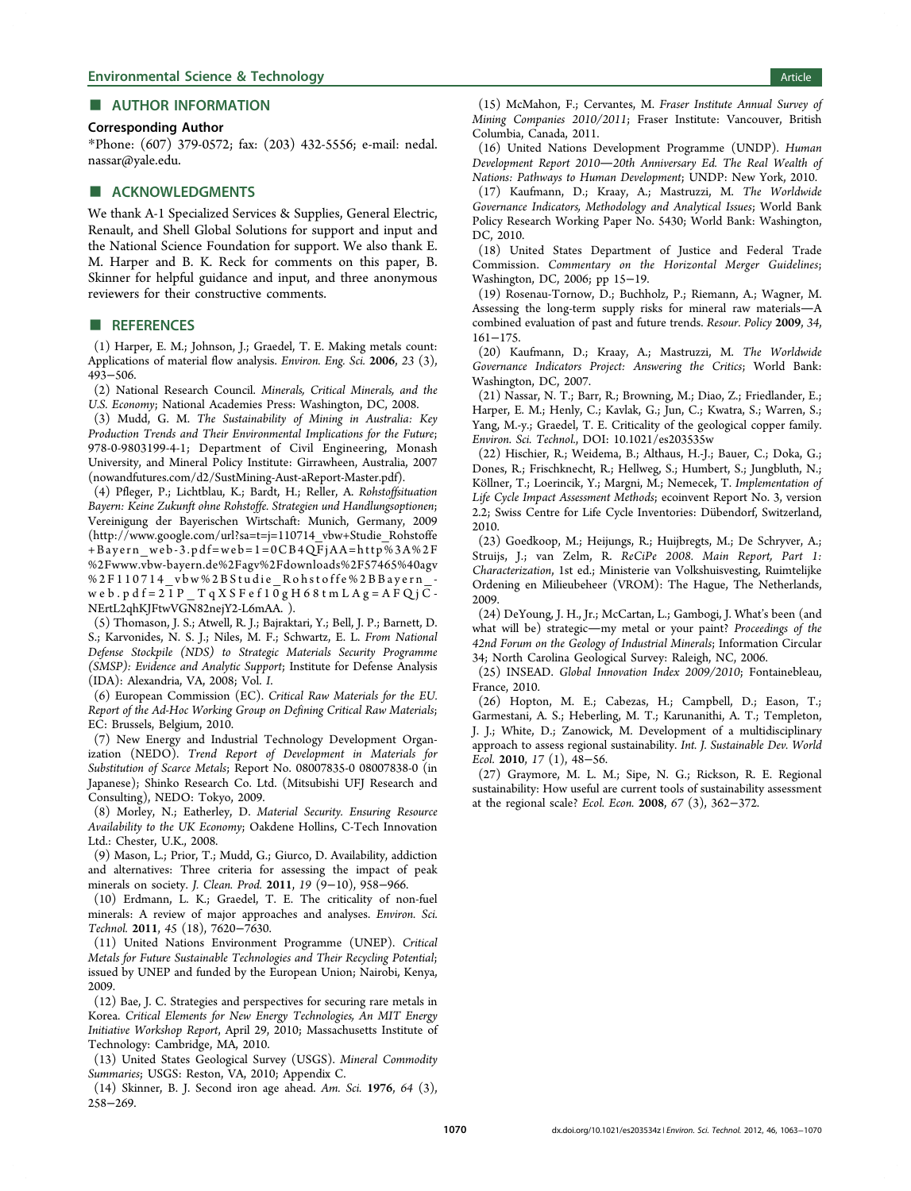## AUTHOR INFORMATION

### Corresponding Author

*Phone: (607) 379-0572; fax: (203) 432-5556; e-mail: nedal.nassar@yale.edu.

## ACKNOWLEDGMENTS

We thank A-1 Specialized Services & Supplies, General Electric, Renault, and Shell Global Solutions for support and input and the National Science Foundation for support. We also thank E. M. Harper and B. K. Reck for comments on this paper, B. Skinner for helpful guidance and input, and three anonymous reviewers for their constructive comments.

## REFERENCES

(1) Harper, E. M.; Johnson, J.; Graedel, T. E. Making metals count: Applications of material flow analysis. *Environ. Eng. Sci.* **2006**, *23* (3), 493–506.

(2) National Research Council. *Minerals, Critical Minerals, and the U.S. Economy*; National Academies Press: Washington, DC, 2008.

(3) Mudd, G. M. *The Sustainability of Mining in Australia: Key Production Trends and Their Environmental Implications for the Future*; 978-0-9803199-4-1; Department of Civil Engineering, Monash University, and Mineral Policy Institute: Girrawheen, Australia, 2007 (nowandfutures.com/d2/SustMining-Aust-aReport-Master.pdf).

(4) Pfleger, P.; Lichtblau, K.; Bardt, H.; Reller, A. *Rohstoffsituation Bayern: Keine Zukunft ohne Rohstoffe. Strategien und Handlungsoptionen*; Vereinigung der Bayerischen Wirtschaft: Munich, Germany, 2009 (http://www.google.com/url?sa=t=j=110714_vbw+Studie_Rohstoffe+Bayern_web-3.pdf=web=1=0CB4QFjAA=http%3A%2F%2Fwww.vbw-bayern.de%2Fagv%2Fdownloads%2F57465%40agv%2F110714_vbw%2BStudie_Rohstoffe%2BBayern_-web.pdf=21P_TqXSFef10gH68tmLAg=AFQjC-NErtL2qhKJFtwVGN82nejY2-L6mAA. ).

(5) Thomason, J. S.; Atwell, R. J.; Bajraktari, Y.; Bell, J. P.; Barnett, D. S.; Karvonides, N. S. J.; Niles, M. F.; Schwartz, E. L. *From National Defense Stockpile (NDS) to Strategic Materials Security Programme (SMSP): Evidence and Analytic Support*; Institute for Defense Analysis (IDA): Alexandria, VA, 2008; Vol. *I*.

(6) European Commission (EC). *Critical Raw Materials for the EU. Report of the Ad-Hoc Working Group on Defining Critical Raw Materials*; EC: Brussels, Belgium, 2010.

(7) New Energy and Industrial Technology Development Organization (NEDO). *Trend Report of Development in Materials for Substitution of Scarce Metals*; Report No. 08007835-0 08007838-0 (in Japanese); Shinko Research Co. Ltd. (Mitsubishi UFJ Research and Consulting), NEDO: Tokyo, 2009.

(8) Morley, N.; Eatherley, D. *Material Security. Ensuring Resource Availability to the UK Economy*; Oakdene Hollins, C-Tech Innovation Ltd.: Chester, U.K., 2008.

(9) Mason, L.; Prior, T.; Mudd, G.; Giurco, D. Availability, addiction and alternatives: Three criteria for assessing the impact of peak minerals on society. *J. Clean. Prod.* **2011**, *19* (9–10), 958–966.

(10) Erdmann, L. K.; Graedel, T. E. The criticality of non-fuel minerals: A review of major approaches and analyses. *Environ. Sci. Technol.* **2011**, *45* (18), 7620–7630.

(11) United Nations Environment Programme (UNEP). *Critical Metals for Future Sustainable Technologies and Their Recycling Potential*; issued by UNEP and funded by the European Union; Nairobi, Kenya, 2009.

(12) Bae, J. C. Strategies and perspectives for securing rare metals in Korea. *Critical Elements for New Energy Technologies, An MIT Energy Initiative Workshop Report*, April 29, 2010; Massachusetts Institute of Technology: Cambridge, MA, 2010.

(13) United States Geological Survey (USGS). *Mineral Commodity Summaries*; USGS: Reston, VA, 2010; Appendix C.

(14) Skinner, B. J. Second iron age ahead. *Am. Sci.* **1976**, *64* (3), 258–269.

(15) McMahon, F.; Cervantes, M. *Fraser Institute Annual Survey of Mining Companies 2010/2011*; Fraser Institute: Vancouver, British Columbia, Canada, 2011.

(16) United Nations Development Programme (UNDP). *Human Development Report 2010—20th Anniversary Ed. The Real Wealth of Nations: Pathways to Human Development*; UNDP: New York, 2010.

(17) Kaufmann, D.; Kraay, A.; Mastruzzi, M. *The Worldwide Governance Indicators, Methodology and Analytical Issues*; World Bank Policy Research Working Paper No. 5430; World Bank: Washington, DC, 2010.

(18) United States Department of Justice and Federal Trade Commission. *Commentary on the Horizontal Merger Guidelines*; Washington, DC, 2006; pp 15–19.

(19) Rosenau-Tornow, D.; Buchholz, P.; Riemann, A.; Wagner, M. Assessing the long-term supply risks for mineral raw materials—A combined evaluation of past and future trends. *Resour. Policy* **2009**, *34*, 161–175.

(20) Kaufmann, D.; Kraay, A.; Mastruzzi, M. *The Worldwide Governance Indicators Project: Answering the Critics*; World Bank: Washington, DC, 2007.

(21) Nassar, N. T.; Barr, R.; Browning, M.; Diao, Z.; Friedlander, E.; Harper, E. M.; Henly, C.; Kavlak, G.; Jun, C.; Kwatra, S.; Warren, S.; Yang, M.-y.; Graedel, T. E. Criticality of the geological copper family. *Environ. Sci. Technol.*, DOI: 10.1021/es203535w

(22) Hischier, R.; Weidema, B.; Althaus, H.-J.; Bauer, C.; Doka, G.; Dones, R.; Frischknecht, R.; Hellweg, S.; Humbert, S.; Jungbluth, N.; Köllner, T.; Loerincik, Y.; Margni, M.; Nemecek, T. *Implementation of Life Cycle Impact Assessment Methods*; ecoinvent Report No. 3, version 2.2; Swiss Centre for Life Cycle Inventories: Dübendorf, Switzerland, 2010.

(23) Goedkoop, M.; Heijungs, R.; Huijbregts, M.; De Schryver, A.; Struijs, J.; van Zelm, R. *ReCiPe 2008. Main Report, Part 1: Characterization*, 1st ed.; Ministerie van Volkshuisvesting, Ruimtelijke Ordening en Milieubeheer (VROM): The Hague, The Netherlands, 2009.

(24) DeYoung, J. H., Jr.; McCartan, L.; Gambogi, J. What's been (and what will be) strategic—my metal or your paint? *Proceedings of the 42nd Forum on the Geology of Industrial Minerals*; Information Circular 34; North Carolina Geological Survey: Raleigh, NC, 2006.

(25) INSEAD. *Global Innovation Index 2009/2010*; Fontainebleau, France, 2010.

(26) Hopton, M. E.; Cabezas, H.; Campbell, D.; Eason, T.; Garmestani, A. S.; Heberling, M. T.; Karunanithi, A. T.; Templeton, J. J.; White, D.; Zanowick, M. Development of a multidisciplinary approach to assess regional sustainability. *Int. J. Sustainable Dev. World Ecol.* **2010**, *17* (1), 48–56.

(27) Graymore, M. L. M.; Sipe, N. G.; Rickson, R. E. Regional sustainability: How useful are current tools of sustainability assessment at the regional scale? *Ecol. Econ.* **2008**, *67* (3), 362–372.